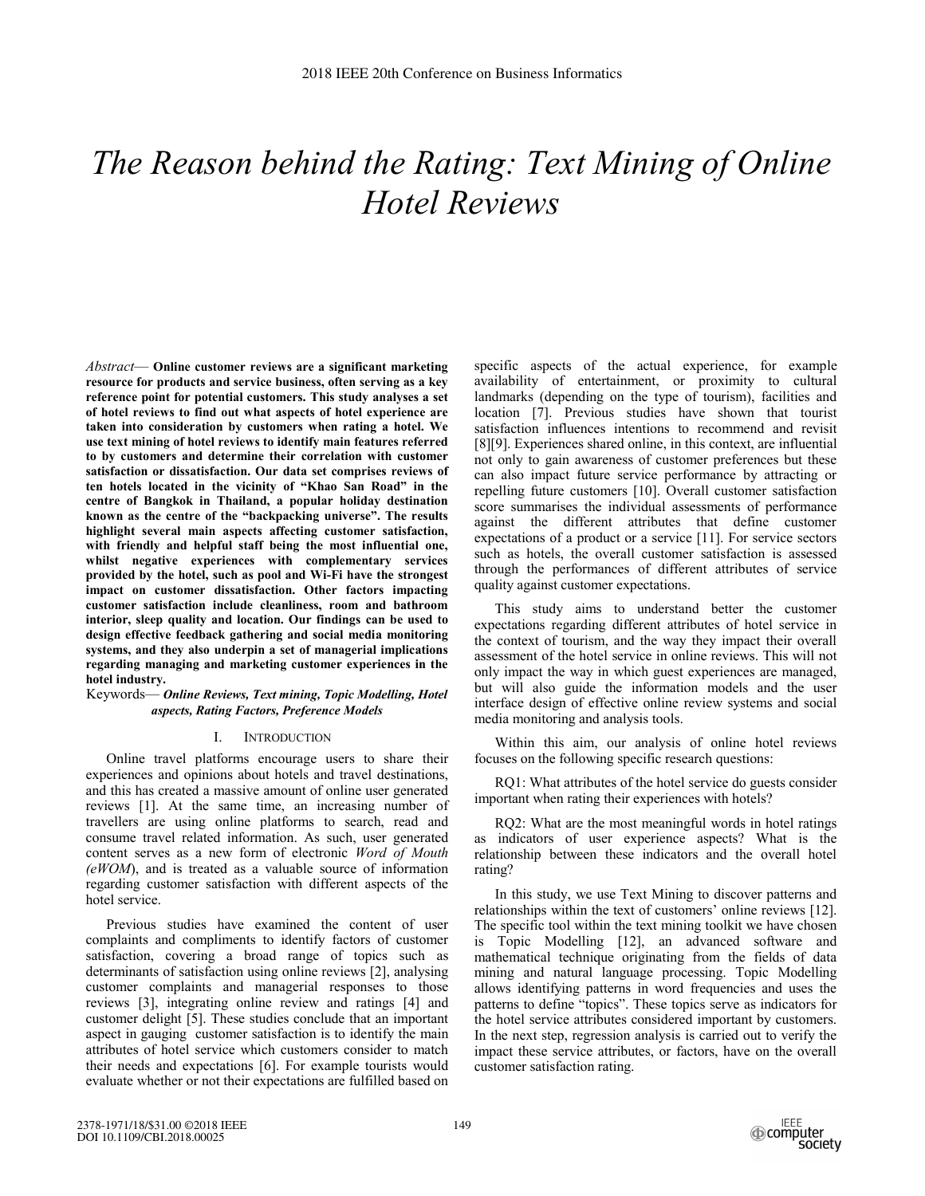# The Reason behind the Rating: Text Mining of Online Hotel Reviews

*Abstract*— **Online customer reviews are a significant marketing resource for products and service business, often serving as a key reference point for potential customers. This study analyses a set of hotel reviews to find out what aspects of hotel experience are taken into consideration by customers when rating a hotel. We use text mining of hotel reviews to identify main features referred to by customers and determine their correlation with customer satisfaction or dissatisfaction. Our data set comprises reviews of ten hotels located in the vicinity of "Khao San Road" in the centre of Bangkok in Thailand, a popular holiday destination known as the centre of the "backpacking universe". The results highlight several main aspects affecting customer satisfaction, with friendly and helpful staff being the most influential one, whilst negative experiences with complementary services provided by the hotel, such as pool and Wi-Fi have the strongest impact on customer dissatisfaction. Other factors impacting customer satisfaction include cleanliness, room and bathroom interior, sleep quality and location. Our findings can be used to design effective feedback gathering and social media monitoring systems, and they also underpin a set of managerial implications regarding managing and marketing customer experiences in the hotel industry.**

Keywords— ***Online Reviews, Text mining, Topic Modelling, Hotel aspects, Rating Factors, Preference Models***

## I. INTRODUCTION

Online travel platforms encourage users to share their experiences and opinions about hotels and travel destinations, and this has created a massive amount of online user generated reviews [1]. At the same time, an increasing number of travellers are using online platforms to search, read and consume travel related information. As such, user generated content serves as a new form of electronic *Word of Mouth (eWOM)*, and is treated as a valuable source of information regarding customer satisfaction with different aspects of the hotel service.

Previous studies have examined the content of user complaints and compliments to identify factors of customer satisfaction, covering a broad range of topics such as determinants of satisfaction using online reviews [2], analysing customer complaints and managerial responses to those reviews [3], integrating online review and ratings [4] and customer delight [5]. These studies conclude that an important aspect in gauging customer satisfaction is to identify the main attributes of hotel service which customers consider to match their needs and expectations [6]. For example tourists would evaluate whether or not their expectations are fulfilled based on specific aspects of the actual experience, for example availability of entertainment, or proximity to cultural landmarks (depending on the type of tourism), facilities and location [7]. Previous studies have shown that tourist satisfaction influences intentions to recommend and revisit [8][9]. Experiences shared online, in this context, are influential not only to gain awareness of customer preferences but these can also impact future service performance by attracting or repelling future customers [10]. Overall customer satisfaction score summarises the individual assessments of performance against the different attributes that define customer expectations of a product or a service [11]. For service sectors such as hotels, the overall customer satisfaction is assessed through the performances of different attributes of service quality against customer expectations.

This study aims to understand better the customer expectations regarding different attributes of hotel service in the context of tourism, and the way they impact their overall assessment of the hotel service in online reviews. This will not only impact the way in which guest experiences are managed, but will also guide the information models and the user interface design of effective online review systems and social media monitoring and analysis tools.

Within this aim, our analysis of online hotel reviews focuses on the following specific research questions:

RQ1: What attributes of the hotel service do guests consider important when rating their experiences with hotels?

RQ2: What are the most meaningful words in hotel ratings as indicators of user experience aspects? What is the relationship between these indicators and the overall hotel rating?

In this study, we use Text Mining to discover patterns and relationships within the text of customers' online reviews [12]. The specific tool within the text mining toolkit we have chosen is Topic Modelling [12], an advanced software and mathematical technique originating from the fields of data mining and natural language processing. Topic Modelling allows identifying patterns in word frequencies and uses the patterns to define "topics". These topics serve as indicators for the hotel service attributes considered important by customers. In the next step, regression analysis is carried out to verify the impact these service attributes, or factors, have on the overall customer satisfaction rating.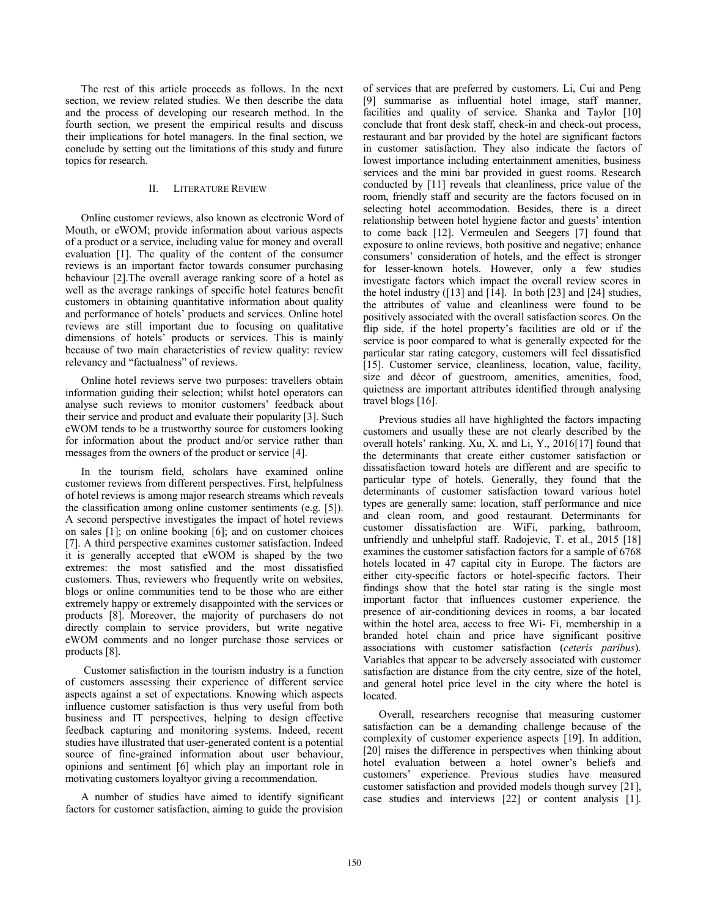The rest of this article proceeds as follows. In the next section, we review related studies. We then describe the data and the process of developing our research method. In the fourth section, we present the empirical results and discuss their implications for hotel managers. In the final section, we conclude by setting out the limitations of this study and future topics for research.

## II. Literature Review

Online customer reviews, also known as electronic Word of Mouth, or eWOM; provide information about various aspects of a product or a service, including value for money and overall evaluation [1]. The quality of the content of the consumer reviews is an important factor towards consumer purchasing behaviour [2].The overall average ranking score of a hotel as well as the average rankings of specific hotel features benefit customers in obtaining quantitative information about quality and performance of hotels' products and services. Online hotel reviews are still important due to focusing on qualitative dimensions of hotels' products or services. This is mainly because of two main characteristics of review quality: review relevancy and "factualness" of reviews.

Online hotel reviews serve two purposes: travellers obtain information guiding their selection; whilst hotel operators can analyse such reviews to monitor customers' feedback about their service and product and evaluate their popularity [3]. Such eWOM tends to be a trustworthy source for customers looking for information about the product and/or service rather than messages from the owners of the product or service [4].

In the tourism field, scholars have examined online customer reviews from different perspectives. First, helpfulness of hotel reviews is among major research streams which reveals the classification among online customer sentiments (e.g. [5]). A second perspective investigates the impact of hotel reviews on sales [1]; on online booking [6]; and on customer choices [7]. A third perspective examines customer satisfaction. Indeed it is generally accepted that eWOM is shaped by the two extremes: the most satisfied and the most dissatisfied customers. Thus, reviewers who frequently write on websites, blogs or online communities tend to be those who are either extremely happy or extremely disappointed with the services or products [8]. Moreover, the majority of purchasers do not directly complain to service providers, but write negative eWOM comments and no longer purchase those services or products [8].

Customer satisfaction in the tourism industry is a function of customers assessing their experience of different service aspects against a set of expectations. Knowing which aspects influence customer satisfaction is thus very useful from both business and IT perspectives, helping to design effective feedback capturing and monitoring systems. Indeed, recent studies have illustrated that user-generated content is a potential source of fine-grained information about user behaviour, opinions and sentiment [6] which play an important role in motivating customers loyaltyor giving a recommendation.

A number of studies have aimed to identify significant factors for customer satisfaction, aiming to guide the provision of services that are preferred by customers. Li, Cui and Peng [9] summarise as influential hotel image, staff manner, facilities and quality of service. Shanka and Taylor [10] conclude that front desk staff, check-in and check-out process, restaurant and bar provided by the hotel are significant factors in customer satisfaction. They also indicate the factors of lowest importance including entertainment amenities, business services and the mini bar provided in guest rooms. Research conducted by [11] reveals that cleanliness, price value of the room, friendly staff and security are the factors focused on in selecting hotel accommodation. Besides, there is a direct relationship between hotel hygiene factor and guests' intention to come back [12]. Vermeulen and Seegers [7] found that exposure to online reviews, both positive and negative; enhance consumers' consideration of hotels, and the effect is stronger for lesser-known hotels. However, only a few studies investigate factors which impact the overall review scores in the hotel industry ([13] and [14]. In both [23] and [24] studies, the attributes of value and cleanliness were found to be positively associated with the overall satisfaction scores. On the flip side, if the hotel property's facilities are old or if the service is poor compared to what is generally expected for the particular star rating category, customers will feel dissatisfied [15]. Customer service, cleanliness, location, value, facility, size and décor of guestroom, amenities, amenities, food, quietness are important attributes identified through analysing travel blogs [16].

Previous studies all have highlighted the factors impacting customers and usually these are not clearly described by the overall hotels' ranking. Xu, X. and Li, Y., 2016[17] found that the determinants that create either customer satisfaction or dissatisfaction toward hotels are different and are specific to particular type of hotels. Generally, they found that the determinants of customer satisfaction toward various hotel types are generally same: location, staff performance and nice and clean room, and good restaurant. Determinants for customer dissatisfaction are WiFi, parking, bathroom, unfriendly and unhelpful staff. Radojevic, T. et al., 2015 [18] examines the customer satisfaction factors for a sample of 6768 hotels located in 47 capital city in Europe. The factors are either city-specific factors or hotel-specific factors. Their findings show that the hotel star rating is the single most important factor that influences customer experience. the presence of air-conditioning devices in rooms, a bar located within the hotel area, access to free Wi- Fi, membership in a branded hotel chain and price have significant positive associations with customer satisfaction (*ceteris paribus*). Variables that appear to be adversely associated with customer satisfaction are distance from the city centre, size of the hotel, and general hotel price level in the city where the hotel is located.

Overall, researchers recognise that measuring customer satisfaction can be a demanding challenge because of the complexity of customer experience aspects [19]. In addition, [20] raises the difference in perspectives when thinking about hotel evaluation between a hotel owner's beliefs and customers' experience. Previous studies have measured customer satisfaction and provided models though survey [21], case studies and interviews [22] or content analysis [1].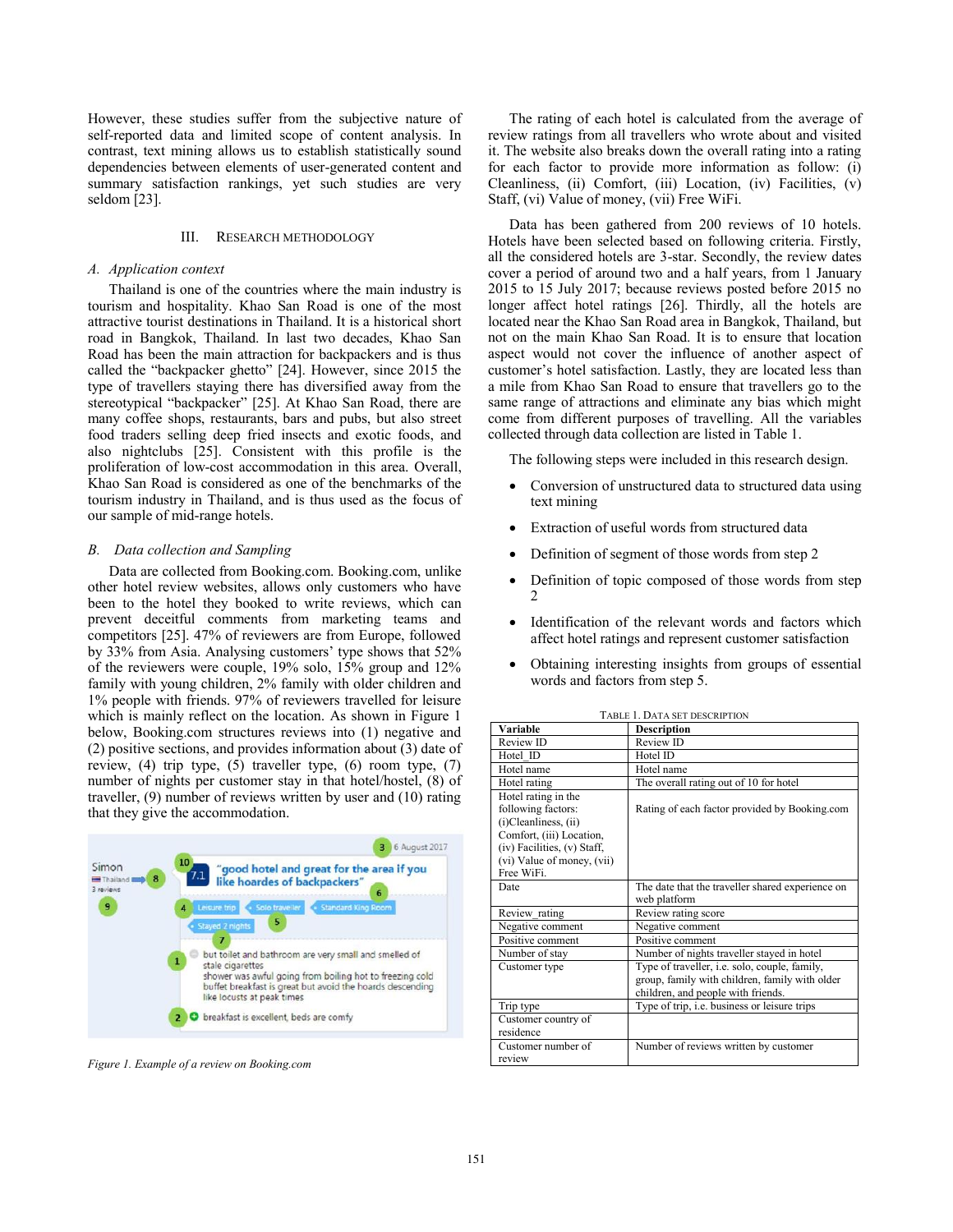However, these studies suffer from the subjective nature of self-reported data and limited scope of content analysis. In contrast, text mining allows us to establish statistically sound dependencies between elements of user-generated content and summary satisfaction rankings, yet such studies are very seldom [23].

## III. Research Methodology

### A. Application context

Thailand is one of the countries where the main industry is tourism and hospitality. Khao San Road is one of the most attractive tourist destinations in Thailand. It is a historical short road in Bangkok, Thailand. In last two decades, Khao San Road has been the main attraction for backpackers and is thus called the "backpacker ghetto" [24]. However, since 2015 the type of travellers staying there has diversified away from the stereotypical "backpacker" [25]. At Khao San Road, there are many coffee shops, restaurants, bars and pubs, but also street food traders selling deep fried insects and exotic foods, and also nightclubs [25]. Consistent with this profile is the proliferation of low-cost accommodation in this area. Overall, Khao San Road is considered as one of the benchmarks of the tourism industry in Thailand, and is thus used as the focus of our sample of mid-range hotels.

### B. Data collection and Sampling

Data are collected from Booking.com. Booking.com, unlike other hotel review websites, allows only customers who have been to the hotel they booked to write reviews, which can prevent deceitful comments from marketing teams and competitors [25]. 47% of reviewers are from Europe, followed by 33% from Asia. Analysing customers' type shows that 52% of the reviewers were couple, 19% solo, 15% group and 12% family with young children, 2% family with older children and 1% people with friends. 97% of reviewers travelled for leisure which is mainly reflect on the location. As shown in Figure 1 below, Booking.com structures reviews into (1) negative and (2) positive sections, and provides information about (3) date of review, (4) trip type, (5) traveller type, (6) room type, (7) number of nights per customer stay in that hotel/hostel, (8) of traveller, (9) number of reviews written by user and (10) rating that they give the accommodation.

Figure 1. Example of a review on Booking.com

The rating of each hotel is calculated from the average of review ratings from all travellers who wrote about and visited it. The website also breaks down the overall rating into a rating for each factor to provide more information as follow: (i) Cleanliness, (ii) Comfort, (iii) Location, (iv) Facilities, (v) Staff, (vi) Value of money, (vii) Free WiFi.

Data has been gathered from 200 reviews of 10 hotels. Hotels have been selected based on following criteria. Firstly, all the considered hotels are 3-star. Secondly, the review dates cover a period of around two and a half years, from 1 January 2015 to 15 July 2017; because reviews posted before 2015 no longer affect hotel ratings [26]. Thirdly, all the hotels are located near the Khao San Road area in Bangkok, Thailand, but not on the main Khao San Road. It is to ensure that location aspect would not cover the influence of another aspect of customer's hotel satisfaction. Lastly, they are located less than a mile from Khao San Road to ensure that travellers go to the same range of attractions and eliminate any bias which might come from different purposes of travelling. All the variables collected through data collection are listed in Table 1.

The following steps were included in this research design.

- Conversion of unstructured data to structured data using text mining
- Extraction of useful words from structured data
- Definition of segment of those words from step 2
- Definition of topic composed of those words from step 2
- Identification of the relevant words and factors which affect hotel ratings and represent customer satisfaction
- Obtaining interesting insights from groups of essential words and factors from step 5.

TABLE 1. DATA SET DESCRIPTION

| Variable | Description |
|---|---|
| Review ID | Review ID |
| Hotel_ID | Hotel ID |
| Hotel name | Hotel name |
| Hotel rating | The overall rating out of 10 for hotel |
| Hotel rating in the following factors: (i)Cleanliness, (ii) Comfort, (iii) Location, (iv) Facilities, (v) Staff, (vi) Value of money, (vii) Free WiFi. | Rating of each factor provided by Booking.com |
| Date | The date that the traveller shared experience on web platform |
| Review_rating | Review rating score |
| Negative comment | Negative comment |
| Positive comment | Positive comment |
| Number of stay | Number of nights traveller stayed in hotel |
| Customer type | Type of traveller, i.e. solo, couple, family, group, family with children, family with older children, and people with friends. |
| Trip type | Type of trip, i.e. business or leisure trips |
| Customer country of residence | |
| Customer number of review | Number of reviews written by customer |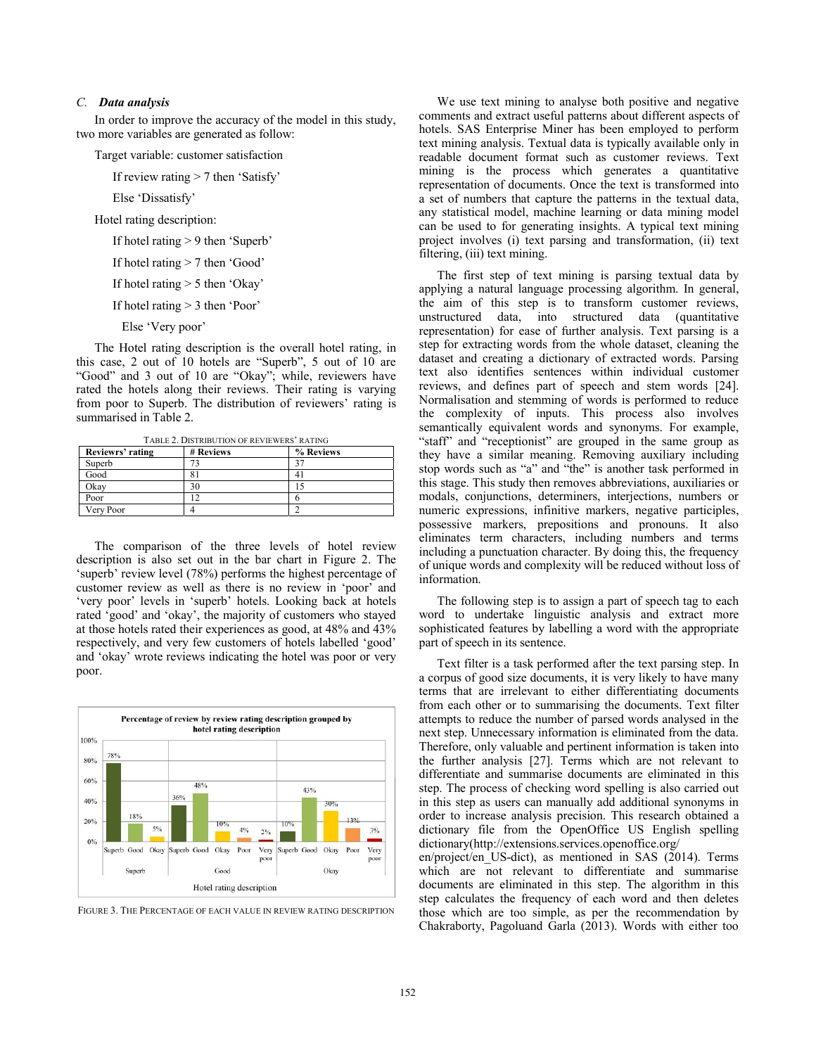### *C. Data analysis*

In order to improve the accuracy of the model in this study, two more variables are generated as follow:

Target variable: customer satisfaction

If review rating > 7 then 'Satisfy'

Else 'Dissatisfy'

Hotel rating description:

If hotel rating > 9 then 'Superb'

If hotel rating > 7 then 'Good'

If hotel rating > 5 then 'Okay'

If hotel rating > 3 then 'Poor'

Else 'Very poor'

The Hotel rating description is the overall hotel rating, in this case, 2 out of 10 hotels are "Superb", 5 out of 10 are "Good" and 3 out of 10 are "Okay"; while, reviewers have rated the hotels along their reviews. Their rating is varying from poor to Superb. The distribution of reviewers' rating is summarised in Table 2.

TABLE 2. DISTRIBUTION OF REVIEWERS' RATING

| Reviewrs' rating | # Reviews | % Reviews |
|---|---|---|
| Superb | 73 | 37 |
| Good | 81 | 41 |
| Okay | 30 | 15 |
| Poor | 12 | 6 |
| Very Poor | 4 | 2 |

The comparison of the three levels of hotel review description is also set out in the bar chart in Figure 2. The 'superb' review level (78%) performs the highest percentage of customer review as well as there is no review in 'poor' and 'very poor' levels in 'superb' hotels. Looking back at hotels rated 'good' and 'okay', the majority of customers who stayed at those hotels rated their experiences as good, at 48% and 43% respectively, and very few customers of hotels labelled 'good' and 'okay' wrote reviews indicating the hotel was poor or very poor.

FIGURE 3. THE PERCENTAGE OF EACH VALUE IN REVIEW RATING DESCRIPTION

We use text mining to analyse both positive and negative comments and extract useful patterns about different aspects of hotels. SAS Enterprise Miner has been employed to perform text mining analysis. Textual data is typically available only in readable document format such as customer reviews. Text mining is the process which generates a quantitative representation of documents. Once the text is transformed into a set of numbers that capture the patterns in the textual data, any statistical model, machine learning or data mining model can be used to for generating insights. A typical text mining project involves (i) text parsing and transformation, (ii) text filtering, (iii) text mining.

The first step of text mining is parsing textual data by applying a natural language processing algorithm. In general, the aim of this step is to transform customer reviews, unstructured data, into structured data (quantitative representation) for ease of further analysis. Text parsing is a step for extracting words from the whole dataset, cleaning the dataset and creating a dictionary of extracted words. Parsing text also identifies sentences within individual customer reviews, and defines part of speech and stem words [24]. Normalisation and stemming of words is performed to reduce the complexity of inputs. This process also involves semantically equivalent words and synonyms. For example, "staff" and "receptionist" are grouped in the same group as they have a similar meaning. Removing auxiliary including stop words such as "a" and "the" is another task performed in this stage. This study then removes abbreviations, auxiliaries or modals, conjunctions, determiners, interjections, numbers or numeric expressions, infinitive markers, negative participles, possessive markers, prepositions and pronouns. It also eliminates term characters, including numbers and terms including a punctuation character. By doing this, the frequency of unique words and complexity will be reduced without loss of information.

The following step is to assign a part of speech tag to each word to undertake linguistic analysis and extract more sophisticated features by labelling a word with the appropriate part of speech in its sentence.

Text filter is a task performed after the text parsing step. In a corpus of good size documents, it is very likely to have many terms that are irrelevant to either differentiating documents from each other or to summarising the documents. Text filter attempts to reduce the number of parsed words analysed in the next step. Unnecessary information is eliminated from the data. Therefore, only valuable and pertinent information is taken into the further analysis [27]. Terms which are not relevant to differentiate and summarise documents are eliminated in this step. The process of checking word spelling is also carried out in this step as users can manually add additional synonyms in order to increase analysis precision. This research obtained a dictionary file from the OpenOffice US English spelling dictionary(http://extensions.services.openoffice.org/en/project/en_US-dict), as mentioned in SAS (2014). Terms which are not relevant to differentiate and summarise documents are eliminated in this step. The algorithm in this step calculates the frequency of each word and then deletes those which are too simple, as per the recommendation by Chakraborty, Pagoluand Garla (2013). Words with either too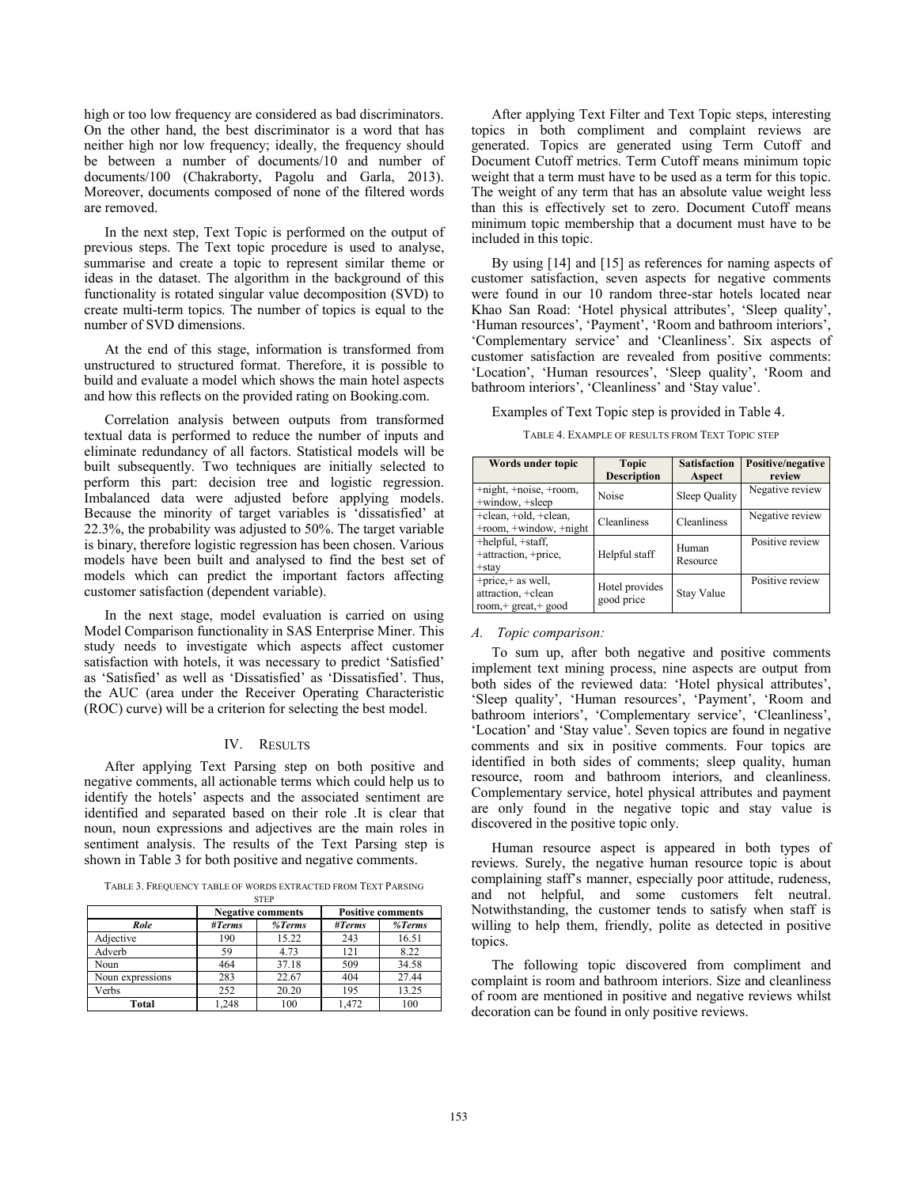high or too low frequency are considered as bad discriminators. On the other hand, the best discriminator is a word that has neither high nor low frequency; ideally, the frequency should be between a number of documents/10 and number of documents/100 (Chakraborty, Pagolu and Garla, 2013). Moreover, documents composed of none of the filtered words are removed.

In the next step, Text Topic is performed on the output of previous steps. The Text topic procedure is used to analyse, summarise and create a topic to represent similar theme or ideas in the dataset. The algorithm in the background of this functionality is rotated singular value decomposition (SVD) to create multi-term topics. The number of topics is equal to the number of SVD dimensions.

At the end of this stage, information is transformed from unstructured to structured format. Therefore, it is possible to build and evaluate a model which shows the main hotel aspects and how this reflects on the provided rating on Booking.com.

Correlation analysis between outputs from transformed textual data is performed to reduce the number of inputs and eliminate redundancy of all factors. Statistical models will be built subsequently. Two techniques are initially selected to perform this part: decision tree and logistic regression. Imbalanced data were adjusted before applying models. Because the minority of target variables is 'dissatisfied' at 22.3%, the probability was adjusted to 50%. The target variable is binary, therefore logistic regression has been chosen. Various models have been built and analysed to find the best set of models which can predict the important factors affecting customer satisfaction (dependent variable).

In the next stage, model evaluation is carried on using Model Comparison functionality in SAS Enterprise Miner. This study needs to investigate which aspects affect customer satisfaction with hotels, it was necessary to predict 'Satisfied' as 'Satisfied' as well as 'Dissatisfied' as 'Dissatisfied'. Thus, the AUC (area under the Receiver Operating Characteristic (ROC) curve) will be a criterion for selecting the best model.

## IV. Results

After applying Text Parsing step on both positive and negative comments, all actionable terms which could help us to identify the hotels' aspects and the associated sentiment are identified and separated based on their role .It is clear that noun, noun expressions and adjectives are the main roles in sentiment analysis. The results of the Text Parsing step is shown in Table 3 for both positive and negative comments.

TABLE 3. FREQUENCY TABLE OF WORDS EXTRACTED FROM TEXT PARSING STEP

| | Negative comments | | Positive comments | |
|---|---|---|---|---|
| *Role* | *#Terms* | *%Terms* | *#Terms* | *%Terms* |
| Adjective | 190 | 15.22 | 243 | 16.51 |
| Adverb | 59 | 4.73 | 121 | 8.22 |
| Noun | 464 | 37.18 | 509 | 34.58 |
| Noun expressions | 283 | 22.67 | 404 | 27.44 |
| Verbs | 252 | 20.20 | 195 | 13.25 |
| **Total** | 1,248 | 100 | 1,472 | 100 |

After applying Text Filter and Text Topic steps, interesting topics in both compliment and complaint reviews are generated. Topics are generated using Term Cutoff and Document Cutoff metrics. Term Cutoff means minimum topic weight that a term must have to be used as a term for this topic. The weight of any term that has an absolute value weight less than this is effectively set to zero. Document Cutoff means minimum topic membership that a document must have to be included in this topic.

By using [14] and [15] as references for naming aspects of customer satisfaction, seven aspects for negative comments were found in our 10 random three-star hotels located near Khao San Road: 'Hotel physical attributes', 'Sleep quality', 'Human resources', 'Payment', 'Room and bathroom interiors', 'Complementary service' and 'Cleanliness'. Six aspects of customer satisfaction are revealed from positive comments: 'Location', 'Human resources', 'Sleep quality', 'Room and bathroom interiors', 'Cleanliness' and 'Stay value'.

Examples of Text Topic step is provided in Table 4.

TABLE 4. EXAMPLE OF RESULTS FROM TEXT TOPIC STEP

| Words under topic | Topic Description | Satisfaction Aspect | Positive/negative review |
|---|---|---|---|
| +night, +noise, +room, +window, +sleep | Noise | Sleep Quality | Negative review |
| +clean, +old, +clean, +room, +window, +night | Cleanliness | Cleanliness | Negative review |
| +helpful, +staff, +attraction, +price, +stay | Helpful staff | Human Resource | Positive review |
| +price,+ as well, attraction, +clean room,+ great,+ good | Hotel provides good price | Stay Value | Positive review |

### A. Topic comparison:

To sum up, after both negative and positive comments implement text mining process, nine aspects are output from both sides of the reviewed data: 'Hotel physical attributes', 'Sleep quality', 'Human resources', 'Payment', 'Room and bathroom interiors', 'Complementary service', 'Cleanliness', 'Location' and 'Stay value'. Seven topics are found in negative comments and six in positive comments. Four topics are identified in both sides of comments; sleep quality, human resource, room and bathroom interiors, and cleanliness. Complementary service, hotel physical attributes and payment are only found in the negative topic and stay value is discovered in the positive topic only.

Human resource aspect is appeared in both types of reviews. Surely, the negative human resource topic is about complaining staff's manner, especially poor attitude, rudeness, and not helpful, and some customers felt neutral. Notwithstanding, the customer tends to satisfy when staff is willing to help them, friendly, polite as detected in positive topics.

The following topic discovered from compliment and complaint is room and bathroom interiors. Size and cleanliness of room are mentioned in positive and negative reviews whilst decoration can be found in only positive reviews.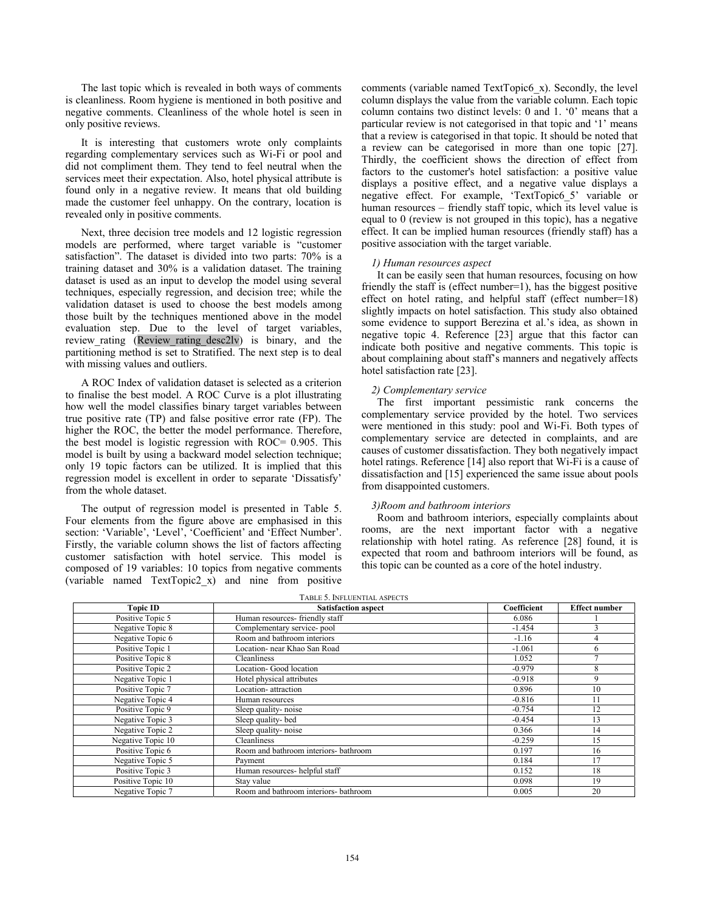The last topic which is revealed in both ways of comments is cleanliness. Room hygiene is mentioned in both positive and negative comments. Cleanliness of the whole hotel is seen in only positive reviews.

It is interesting that customers wrote only complaints regarding complementary services such as Wi-Fi or pool and did not compliment them. They tend to feel neutral when the services meet their expectation. Also, hotel physical attribute is found only in a negative review. It means that old building made the customer feel unhappy. On the contrary, location is revealed only in positive comments.

Next, three decision tree models and 12 logistic regression models are performed, where target variable is "customer satisfaction". The dataset is divided into two parts: 70% is a training dataset and 30% is a validation dataset. The training dataset is used as an input to develop the model using several techniques, especially regression, and decision tree; while the validation dataset is used to choose the best models among those built by the techniques mentioned above in the model evaluation step. Due to the level of target variables, review_rating (Review_rating_desc2lv) is binary, and the partitioning method is set to Stratified. The next step is to deal with missing values and outliers.

A ROC Index of validation dataset is selected as a criterion to finalise the best model. A ROC Curve is a plot illustrating how well the model classifies binary target variables between true positive rate (TP) and false positive error rate (FP). The higher the ROC, the better the model performance. Therefore, the best model is logistic regression with ROC= 0.905. This model is built by using a backward model selection technique; only 19 topic factors can be utilized. It is implied that this regression model is excellent in order to separate 'Dissatisfy' from the whole dataset.

The output of regression model is presented in Table 5. Four elements from the figure above are emphasised in this section: 'Variable', 'Level', 'Coefficient' and 'Effect Number'. Firstly, the variable column shows the list of factors affecting customer satisfaction with hotel service. This model is composed of 19 variables: 10 topics from negative comments (variable named TextTopic2_x) and nine from positive comments (variable named TextTopic6_x). Secondly, the level column displays the value from the variable column. Each topic column contains two distinct levels: 0 and 1. '0' means that a particular review is not categorised in that topic and '1' means that a review is categorised in that topic. It should be noted that a review can be categorised in more than one topic [27]. Thirdly, the coefficient shows the direction of effect from factors to the customer's hotel satisfaction: a positive value displays a positive effect, and a negative value displays a negative effect. For example, 'TextTopic6_5' variable or human resources – friendly staff topic, which its level value is equal to 0 (review is not grouped in this topic), has a negative effect. It can be implied human resources (friendly staff) has a positive association with the target variable.

*1) Human resources aspect*

It can be easily seen that human resources, focusing on how friendly the staff is (effect number=1), has the biggest positive effect on hotel rating, and helpful staff (effect number=18) slightly impacts on hotel satisfaction. This study also obtained some evidence to support Berezina et al.'s idea, as shown in negative topic 4. Reference [23] argue that this factor can indicate both positive and negative comments. This topic is about complaining about staff's manners and negatively affects hotel satisfaction rate [23].

*2) Complementary service*

The first important pessimistic rank concerns the complementary service provided by the hotel. Two services were mentioned in this study: pool and Wi-Fi. Both types of complementary service are detected in complaints, and are causes of customer dissatisfaction. They both negatively impact hotel ratings. Reference [14] also report that Wi-Fi is a cause of dissatisfaction and [15] experienced the same issue about pools from disappointed customers.

*3)Room and bathroom interiors*

Room and bathroom interiors, especially complaints about rooms, are the next important factor with a negative relationship with hotel rating. As reference [28] found, it is expected that room and bathroom interiors will be found, as this topic can be counted as a core of the hotel industry.

TABLE 5. INFLUENTIAL ASPECTS

| Topic ID | Satisfaction aspect | Coefficient | Effect number |
|---|---|---|---|
| Positive Topic 5 | Human resources- friendly staff | 6.086 | 1 |
| Negative Topic 8 | Complementary service- pool | -1.454 | 3 |
| Negative Topic 6 | Room and bathroom interiors | -1.16 | 4 |
| Positive Topic 1 | Location- near Khao San Road | -1.061 | 6 |
| Positive Topic 8 | Cleanliness | 1.052 | 7 |
| Positive Topic 2 | Location- Good location | -0.979 | 8 |
| Negative Topic 1 | Hotel physical attributes | -0.918 | 9 |
| Positive Topic 7 | Location- attraction | 0.896 | 10 |
| Negative Topic 4 | Human resources | -0.816 | 11 |
| Positive Topic 9 | Sleep quality- noise | -0.754 | 12 |
| Negative Topic 3 | Sleep quality- bed | -0.454 | 13 |
| Negative Topic 2 | Sleep quality- noise | 0.366 | 14 |
| Negative Topic 10 | Cleanliness | -0.259 | 15 |
| Positive Topic 6 | Room and bathroom interiors- bathroom | 0.197 | 16 |
| Negative Topic 5 | Payment | 0.184 | 17 |
| Positive Topic 3 | Human resources- helpful staff | 0.152 | 18 |
| Positive Topic 10 | Stay value | 0.098 | 19 |
| Negative Topic 7 | Room and bathroom interiors- bathroom | 0.005 | 20 |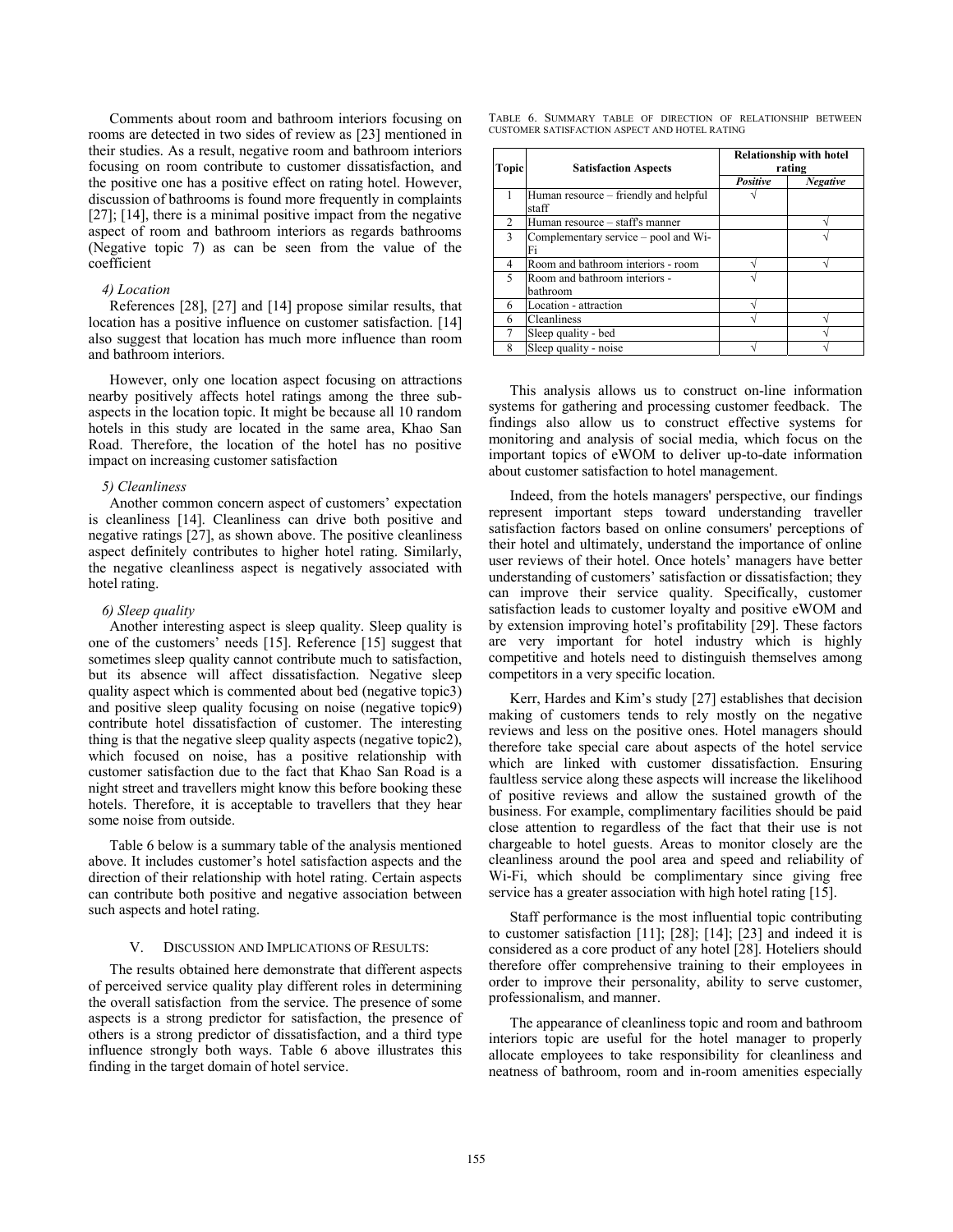Comments about room and bathroom interiors focusing on rooms are detected in two sides of review as [23] mentioned in their studies. As a result, negative room and bathroom interiors focusing on room contribute to customer dissatisfaction, and the positive one has a positive effect on rating hotel. However, discussion of bathrooms is found more frequently in complaints [27]; [14], there is a minimal positive impact from the negative aspect of room and bathroom interiors as regards bathrooms (Negative topic 7) as can be seen from the value of the coefficient

*4) Location*

References [28], [27] and [14] propose similar results, that location has a positive influence on customer satisfaction. [14] also suggest that location has much more influence than room and bathroom interiors.

However, only one location aspect focusing on attractions nearby positively affects hotel ratings among the three sub-aspects in the location topic. It might be because all 10 random hotels in this study are located in the same area, Khao San Road. Therefore, the location of the hotel has no positive impact on increasing customer satisfaction

*5) Cleanliness*

Another common concern aspect of customers' expectation is cleanliness [14]. Cleanliness can drive both positive and negative ratings [27], as shown above. The positive cleanliness aspect definitely contributes to higher hotel rating. Similarly, the negative cleanliness aspect is negatively associated with hotel rating.

*6) Sleep quality*

Another interesting aspect is sleep quality. Sleep quality is one of the customers' needs [15]. Reference [15] suggest that sometimes sleep quality cannot contribute much to satisfaction, but its absence will affect dissatisfaction. Negative sleep quality aspect which is commented about bed (negative topic3) and positive sleep quality focusing on noise (negative topic9) contribute hotel dissatisfaction of customer. The interesting thing is that the negative sleep quality aspects (negative topic2), which focused on noise, has a positive relationship with customer satisfaction due to the fact that Khao San Road is a night street and travellers might know this before booking these hotels. Therefore, it is acceptable to travellers that they hear some noise from outside.

Table 6 below is a summary table of the analysis mentioned above. It includes customer's hotel satisfaction aspects and the direction of their relationship with hotel rating. Certain aspects can contribute both positive and negative association between such aspects and hotel rating.

## V. Discussion and Implications of Results:

The results obtained here demonstrate that different aspects of perceived service quality play different roles in determining the overall satisfaction from the service. The presence of some aspects is a strong predictor for satisfaction, the presence of others is a strong predictor of dissatisfaction, and a third type influence strongly both ways. Table 6 above illustrates this finding in the target domain of hotel service.

Table 6. Summary table of direction of relationship between customer satisfaction aspect and hotel rating

| Topic | Satisfaction Aspects | Relationship with hotel rating | |
|---|---|---|---|
| | | *Positive* | *Negative* |
| 1 | Human resource – friendly and helpful staff | √ | |
| 2 | Human resource – staff's manner | | √ |
| 3 | Complementary service – pool and Wi-Fi | | √ |
| 4 | Room and bathroom interiors - room | √ | √ |
| 5 | Room and bathroom interiors - bathroom | √ | |
| 6 | Location - attraction | √ | |
| 6 | Cleanliness | √ | √ |
| 7 | Sleep quality - bed | | √ |
| 8 | Sleep quality - noise | √ | √ |

This analysis allows us to construct on-line information systems for gathering and processing customer feedback. The findings also allow us to construct effective systems for monitoring and analysis of social media, which focus on the important topics of eWOM to deliver up-to-date information about customer satisfaction to hotel management.

Indeed, from the hotels managers' perspective, our findings represent important steps toward understanding traveller satisfaction factors based on online consumers' perceptions of their hotel and ultimately, understand the importance of online user reviews of their hotel. Once hotels' managers have better understanding of customers' satisfaction or dissatisfaction; they can improve their service quality. Specifically, customer satisfaction leads to customer loyalty and positive eWOM and by extension improving hotel's profitability [29]. These factors are very important for hotel industry which is highly competitive and hotels need to distinguish themselves among competitors in a very specific location.

Kerr, Hardes and Kim's study [27] establishes that decision making of customers tends to rely mostly on the negative reviews and less on the positive ones. Hotel managers should therefore take special care about aspects of the hotel service which are linked with customer dissatisfaction. Ensuring faultless service along these aspects will increase the likelihood of positive reviews and allow the sustained growth of the business. For example, complimentary facilities should be paid close attention to regardless of the fact that their use is not chargeable to hotel guests. Areas to monitor closely are the cleanliness around the pool area and speed and reliability of Wi-Fi, which should be complimentary since giving free service has a greater association with high hotel rating [15].

Staff performance is the most influential topic contributing to customer satisfaction [11]; [28]; [14]; [23] and indeed it is considered as a core product of any hotel [28]. Hoteliers should therefore offer comprehensive training to their employees in order to improve their personality, ability to serve customer, professionalism, and manner.

The appearance of cleanliness topic and room and bathroom interiors topic are useful for the hotel manager to properly allocate employees to take responsibility for cleanliness and neatness of bathroom, room and in-room amenities especially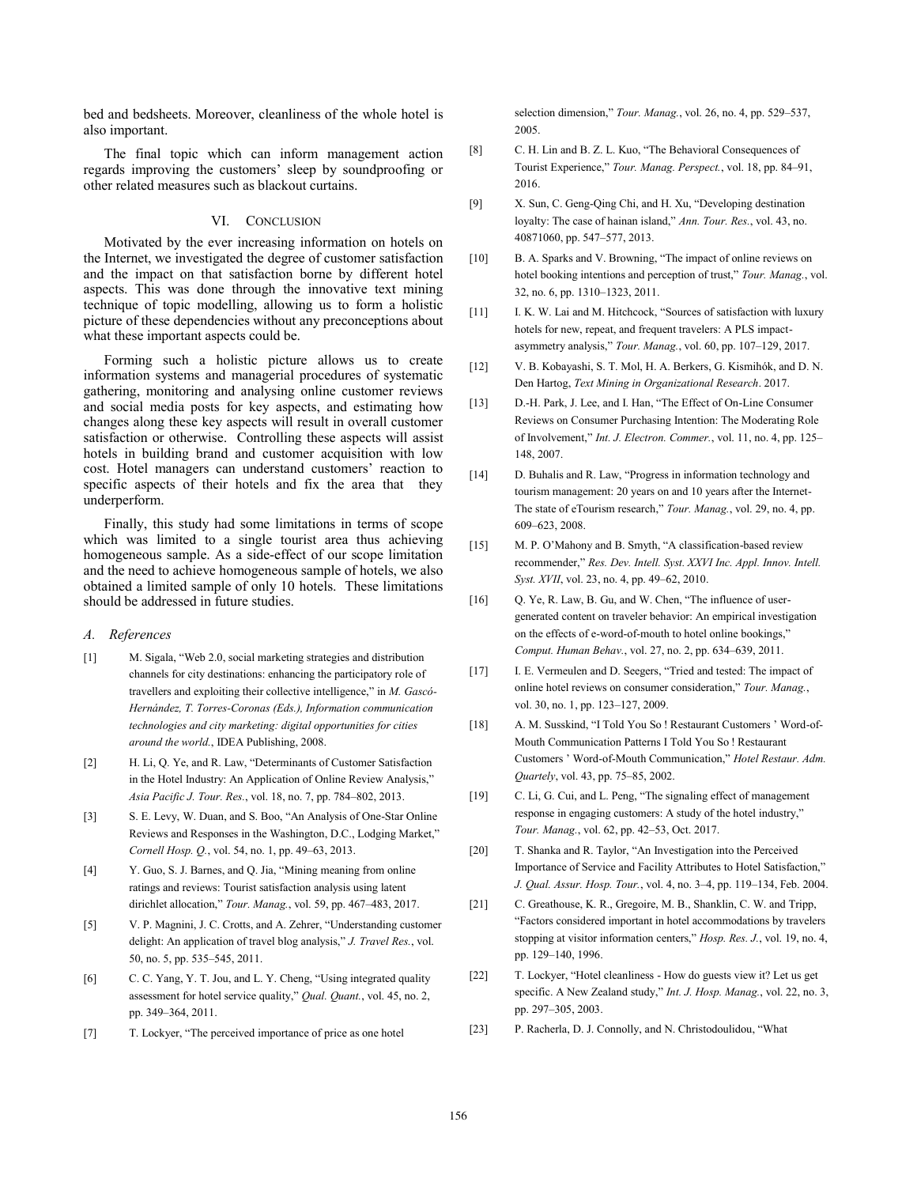bed and bedsheets. Moreover, cleanliness of the whole hotel is also important.

The final topic which can inform management action regards improving the customers' sleep by soundproofing or other related measures such as blackout curtains.

## VI. Conclusion

Motivated by the ever increasing information on hotels on the Internet, we investigated the degree of customer satisfaction and the impact on that satisfaction borne by different hotel aspects. This was done through the innovative text mining technique of topic modelling, allowing us to form a holistic picture of these dependencies without any preconceptions about what these important aspects could be.

Forming such a holistic picture allows us to create information systems and managerial procedures of systematic gathering, monitoring and analysing online customer reviews and social media posts for key aspects, and estimating how changes along these key aspects will result in overall customer satisfaction or otherwise. Controlling these aspects will assist hotels in building brand and customer acquisition with low cost. Hotel managers can understand customers' reaction to specific aspects of their hotels and fix the area that they underperform.

Finally, this study had some limitations in terms of scope which was limited to a single tourist area thus achieving homogeneous sample. As a side-effect of our scope limitation and the need to achieve homogeneous sample of hotels, we also obtained a limited sample of only 10 hotels. These limitations should be addressed in future studies.

### A. References

[1] M. Sigala, "Web 2.0, social marketing strategies and distribution channels for city destinations: enhancing the participatory role of travellers and exploiting their collective intelligence," in *M. Gascó-Hernández, T. Torres-Coronas (Eds.), Information communication technologies and city marketing: digital opportunities for cities around the world.*, IDEA Publishing, 2008.

[2] H. Li, Q. Ye, and R. Law, "Determinants of Customer Satisfaction in the Hotel Industry: An Application of Online Review Analysis," *Asia Pacific J. Tour. Res.*, vol. 18, no. 7, pp. 784–802, 2013.

[3] S. E. Levy, W. Duan, and S. Boo, "An Analysis of One-Star Online Reviews and Responses in the Washington, D.C., Lodging Market," *Cornell Hosp. Q.*, vol. 54, no. 1, pp. 49–63, 2013.

[4] Y. Guo, S. J. Barnes, and Q. Jia, "Mining meaning from online ratings and reviews: Tourist satisfaction analysis using latent dirichlet allocation," *Tour. Manag.*, vol. 59, pp. 467–483, 2017.

[5] V. P. Magnini, J. C. Crotts, and A. Zehrer, "Understanding customer delight: An application of travel blog analysis," *J. Travel Res.*, vol. 50, no. 5, pp. 535–545, 2011.

[6] C. C. Yang, Y. T. Jou, and L. Y. Cheng, "Using integrated quality assessment for hotel service quality," *Qual. Quant.*, vol. 45, no. 2, pp. 349–364, 2011.

[7] T. Lockyer, "The perceived importance of price as one hotel selection dimension," *Tour. Manag.*, vol. 26, no. 4, pp. 529–537, 2005.

[8] C. H. Lin and B. Z. L. Kuo, "The Behavioral Consequences of Tourist Experience," *Tour. Manag. Perspect.*, vol. 18, pp. 84–91, 2016.

[9] X. Sun, C. Geng-Qing Chi, and H. Xu, "Developing destination loyalty: The case of hainan island," *Ann. Tour. Res.*, vol. 43, no. 40871060, pp. 547–577, 2013.

[10] B. A. Sparks and V. Browning, "The impact of online reviews on hotel booking intentions and perception of trust," *Tour. Manag.*, vol. 32, no. 6, pp. 1310–1323, 2011.

[11] I. K. W. Lai and M. Hitchcock, "Sources of satisfaction with luxury hotels for new, repeat, and frequent travelers: A PLS impact-asymmetry analysis," *Tour. Manag.*, vol. 60, pp. 107–129, 2017.

[12] V. B. Kobayashi, S. T. Mol, H. A. Berkers, G. Kismihók, and D. N. Den Hartog, *Text Mining in Organizational Research*. 2017.

[13] D.-H. Park, J. Lee, and I. Han, "The Effect of On-Line Consumer Reviews on Consumer Purchasing Intention: The Moderating Role of Involvement," *Int. J. Electron. Commer.*, vol. 11, no. 4, pp. 125–148, 2007.

[14] D. Buhalis and R. Law, "Progress in information technology and tourism management: 20 years on and 10 years after the Internet-The state of eTourism research," *Tour. Manag.*, vol. 29, no. 4, pp. 609–623, 2008.

[15] M. P. O'Mahony and B. Smyth, "A classification-based review recommender," *Res. Dev. Intell. Syst. XXVI Inc. Appl. Innov. Intell. Syst. XVII*, vol. 23, no. 4, pp. 49–62, 2010.

[16] Q. Ye, R. Law, B. Gu, and W. Chen, "The influence of user-generated content on traveler behavior: An empirical investigation on the effects of e-word-of-mouth to hotel online bookings," *Comput. Human Behav.*, vol. 27, no. 2, pp. 634–639, 2011.

[17] I. E. Vermeulen and D. Seegers, "Tried and tested: The impact of online hotel reviews on consumer consideration," *Tour. Manag.*, vol. 30, no. 1, pp. 123–127, 2009.

[18] A. M. Susskind, "I Told You So ! Restaurant Customers ' Word-of-Mouth Communication Patterns I Told You So ! Restaurant Customers ' Word-of-Mouth Communication," *Hotel Restaur. Adm. Quartely*, vol. 43, pp. 75–85, 2002.

[19] C. Li, G. Cui, and L. Peng, "The signaling effect of management response in engaging customers: A study of the hotel industry," *Tour. Manag.*, vol. 62, pp. 42–53, Oct. 2017.

[20] T. Shanka and R. Taylor, "An Investigation into the Perceived Importance of Service and Facility Attributes to Hotel Satisfaction," *J. Qual. Assur. Hosp. Tour.*, vol. 4, no. 3–4, pp. 119–134, Feb. 2004.

[21] C. Greathouse, K. R., Gregoire, M. B., Shanklin, C. W. and Tripp, "Factors considered important in hotel accommodations by travelers stopping at visitor information centers," *Hosp. Res. J.*, vol. 19, no. 4, pp. 129–140, 1996.

[22] T. Lockyer, "Hotel cleanliness - How do guests view it? Let us get specific. A New Zealand study," *Int. J. Hosp. Manag.*, vol. 22, no. 3, pp. 297–305, 2003.

[23] P. Racherla, D. J. Connolly, and N. Christodoulidou, "What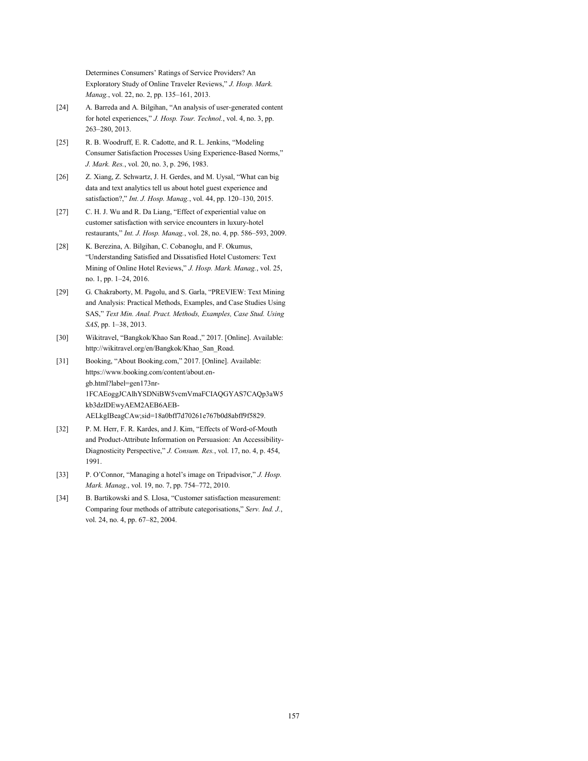Determines Consumers' Ratings of Service Providers? An Exploratory Study of Online Traveler Reviews," *J. Hosp. Mark. Manag.*, vol. 22, no. 2, pp. 135–161, 2013.

[24] A. Barreda and A. Bilgihan, "An analysis of user-generated content for hotel experiences," *J. Hosp. Tour. Technol.*, vol. 4, no. 3, pp. 263–280, 2013.

[25] R. B. Woodruff, E. R. Cadotte, and R. L. Jenkins, "Modeling Consumer Satisfaction Processes Using Experience-Based Norms," *J. Mark. Res.*, vol. 20, no. 3, p. 296, 1983.

[26] Z. Xiang, Z. Schwartz, J. H. Gerdes, and M. Uysal, "What can big data and text analytics tell us about hotel guest experience and satisfaction?," *Int. J. Hosp. Manag.*, vol. 44, pp. 120–130, 2015.

[27] C. H. J. Wu and R. Da Liang, "Effect of experiential value on customer satisfaction with service encounters in luxury-hotel restaurants," *Int. J. Hosp. Manag.*, vol. 28, no. 4, pp. 586–593, 2009.

[28] K. Berezina, A. Bilgihan, C. Cobanoglu, and F. Okumus, "Understanding Satisfied and Dissatisfied Hotel Customers: Text Mining of Online Hotel Reviews," *J. Hosp. Mark. Manag.*, vol. 25, no. 1, pp. 1–24, 2016.

[29] G. Chakraborty, M. Pagolu, and S. Garla, "PREVIEW: Text Mining and Analysis: Practical Methods, Examples, and Case Studies Using SAS," *Text Min. Anal. Pract. Methods, Examples, Case Stud. Using SAS*, pp. 1–38, 2013.

[30] Wikitravel, "Bangkok/Khao San Road.," 2017. [Online]. Available: http://wikitravel.org/en/Bangkok/Khao_San_Road.

[31] Booking, "About Booking.com," 2017. [Online]. Available: https://www.booking.com/content/about.en-gb.html?label=gen173nr-1FCAEoggJCAlhYSDNiBW5vcmVmaFCIAQGYAS7CAQp3aW5kb3dzIDEwyAEM2AEB6AEB-AELkgIBeagCAw;sid=18a0bff7d70261e767b0d8abff9f5829.

[32] P. M. Herr, F. R. Kardes, and J. Kim, "Effects of Word-of-Mouth and Product-Attribute Information on Persuasion: An Accessibility-Diagnosticity Perspective," *J. Consum. Res.*, vol. 17, no. 4, p. 454, 1991.

[33] P. O'Connor, "Managing a hotel's image on Tripadvisor," *J. Hosp. Mark. Manag.*, vol. 19, no. 7, pp. 754–772, 2010.

[34] B. Bartikowski and S. Llosa, "Customer satisfaction measurement: Comparing four methods of attribute categorisations," *Serv. Ind. J.*, vol. 24, no. 4, pp. 67–82, 2004.